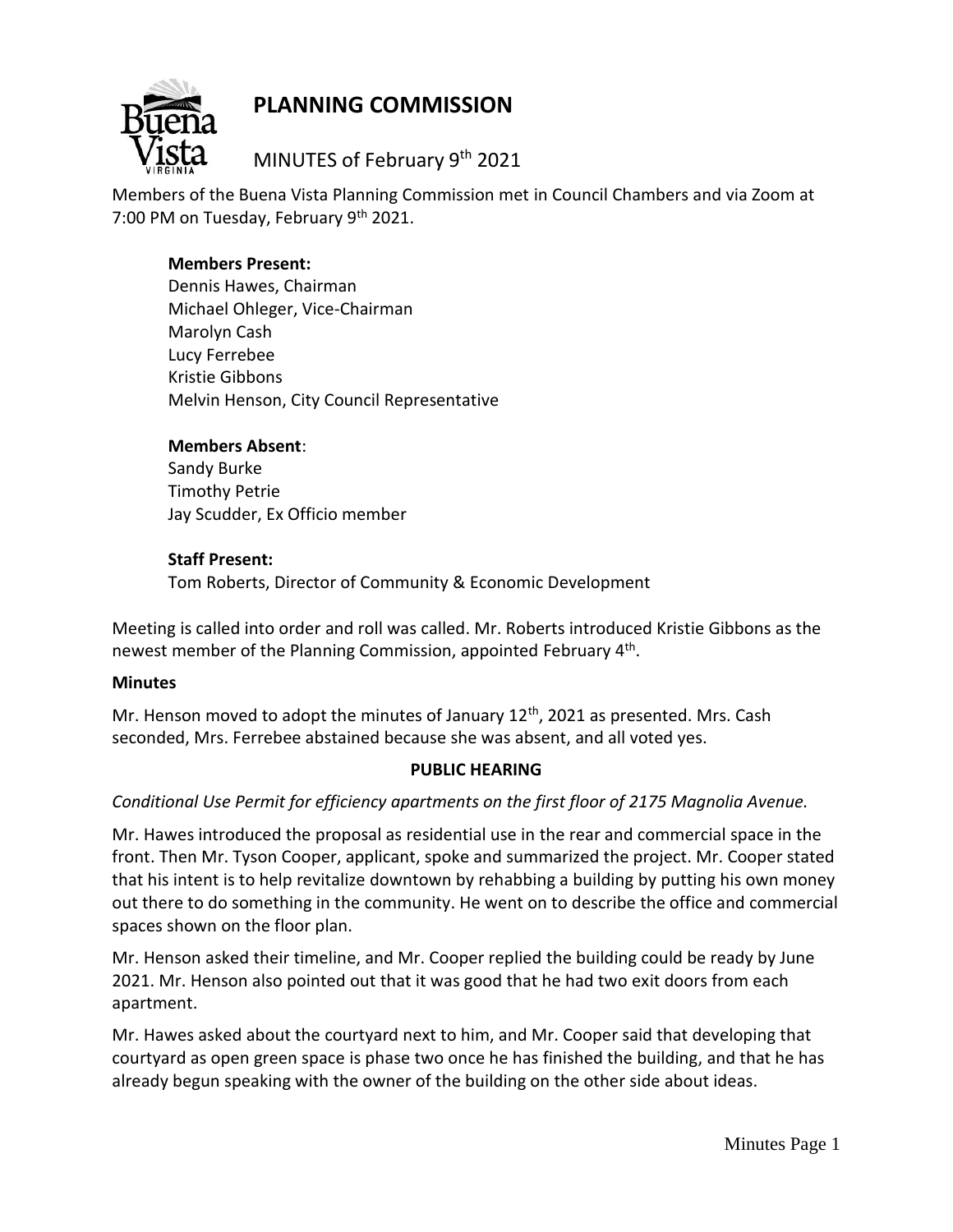# PLANNING COMMISSION

MINUTES of February 9th 2021

Members of the Buena Vista Planning Commission met in Council Chambers and via Zoom at 7:00 PM on Tuesday, February 9th 2021.

**Members Present:**
Dennis Hawes, Chairman
Michael Ohleger, Vice-Chairman
Marolyn Cash
Lucy Ferrebee
Kristie Gibbons
Melvin Henson, City Council Representative

**Members Absent**:
Sandy Burke
Timothy Petrie
Jay Scudder, Ex Officio member

**Staff Present:**
Tom Roberts, Director of Community & Economic Development

Meeting is called into order and roll was called. Mr. Roberts introduced Kristie Gibbons as the newest member of the Planning Commission, appointed February 4th.

**Minutes**

Mr. Henson moved to adopt the minutes of January 12th, 2021 as presented. Mrs. Cash seconded, Mrs. Ferrebee abstained because she was absent, and all voted yes.

**PUBLIC HEARING**

*Conditional Use Permit for efficiency apartments on the first floor of 2175 Magnolia Avenue.*

Mr. Hawes introduced the proposal as residential use in the rear and commercial space in the front. Then Mr. Tyson Cooper, applicant, spoke and summarized the project. Mr. Cooper stated that his intent is to help revitalize downtown by rehabbing a building by putting his own money out there to do something in the community. He went on to describe the office and commercial spaces shown on the floor plan.

Mr. Henson asked their timeline, and Mr. Cooper replied the building could be ready by June 2021. Mr. Henson also pointed out that it was good that he had two exit doors from each apartment.

Mr. Hawes asked about the courtyard next to him, and Mr. Cooper said that developing that courtyard as open green space is phase two once he has finished the building, and that he has already begun speaking with the owner of the building on the other side about ideas.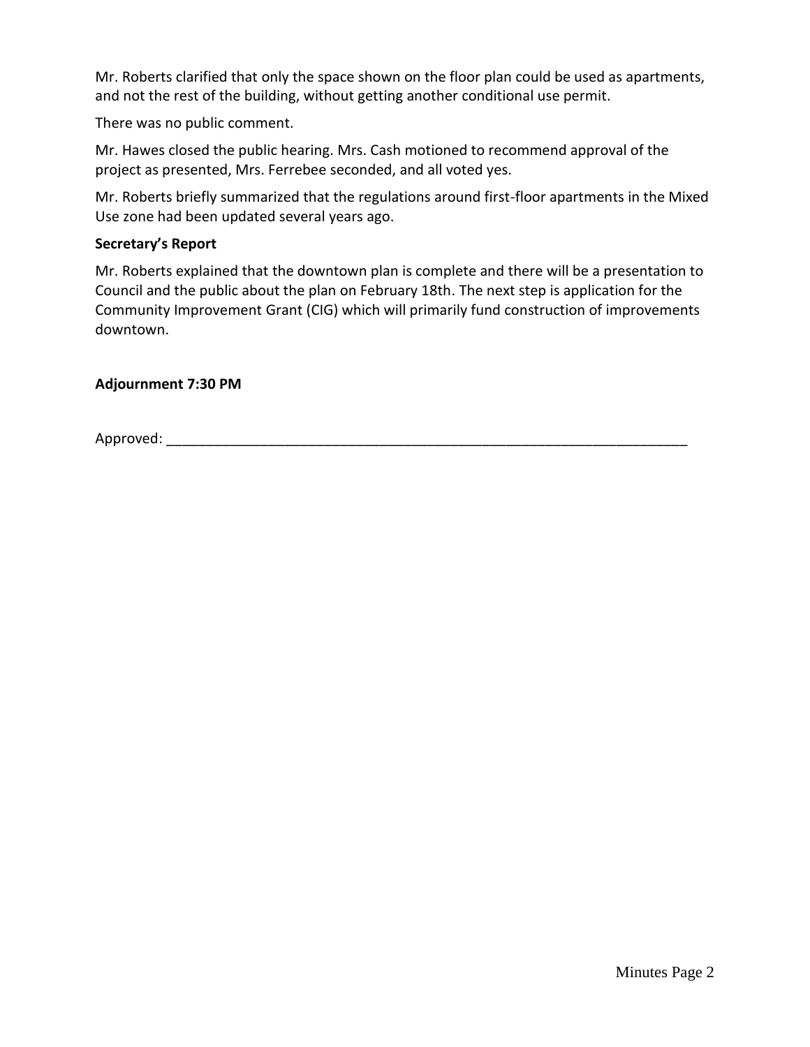Mr. Roberts clarified that only the space shown on the floor plan could be used as apartments, and not the rest of the building, without getting another conditional use permit.

There was no public comment.

Mr. Hawes closed the public hearing. Mrs. Cash motioned to recommend approval of the project as presented, Mrs. Ferrebee seconded, and all voted yes.

Mr. Roberts briefly summarized that the regulations around first-floor apartments in the Mixed Use zone had been updated several years ago.

**Secretary's Report**

Mr. Roberts explained that the downtown plan is complete and there will be a presentation to Council and the public about the plan on February 18th. The next step is application for the Community Improvement Grant (CIG) which will primarily fund construction of improvements downtown.

**Adjournment 7:30 PM**

Approved: ______________________________________________________________________